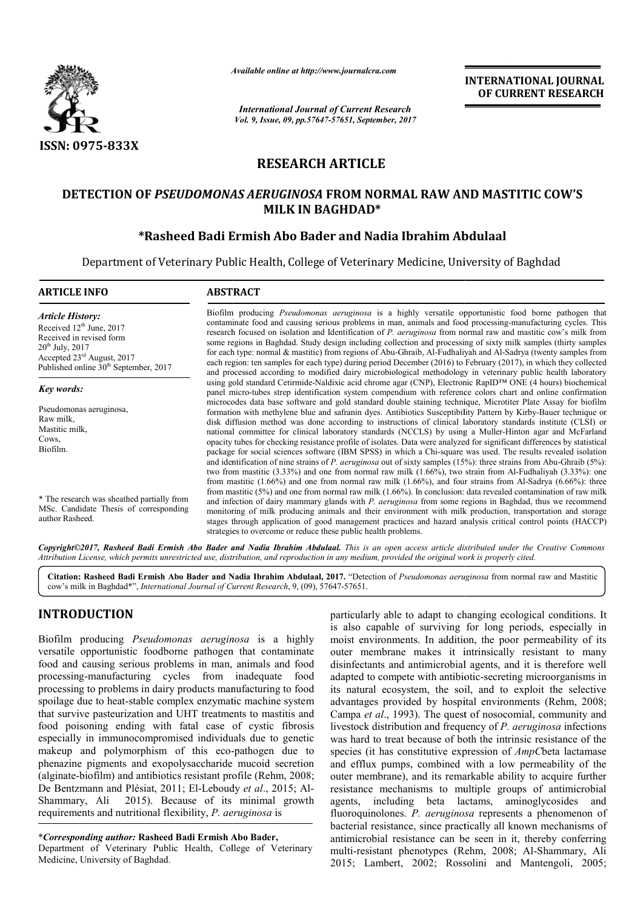*Available online at http://www.journalcra.com*

*International Journal of Current Research*
*Vol. 9, Issue, 09, pp.57647-57651, September, 2017*

**INTERNATIONAL JOURNAL OF CURRENT RESEARCH**

ISSN: 0975-833X

# RESEARCH ARTICLE

# DETECTION OF *PSEUDOMONAS AERUGINOSA* FROM NORMAL RAW AND MASTITIC COW'S MILK IN BAGHDAD*

**\*Rasheed Badi Ermish Abo Bader and Nadia Ibrahim Abdulaal**

Department of Veterinary Public Health, College of Veterinary Medicine, University of Baghdad

## ARTICLE INFO

*Article History:*
Received 12th June, 2017
Received in revised form
20th July, 2017
Accepted 23rd August, 2017
Published online 30th September, 2017

*Key words:*

Pseudomonas aeruginosa,
Raw milk,
Mastitic milk,
Cows,
Biofilm.

\* The research was sheathed partially from MSc. Candidate Thesis of corresponding author Rasheed.

## ABSTRACT

Biofilm producing *Pseudomonas aeruginosa* is a highly versatile opportunistic food borne pathogen that contaminate food and causing serious problems in man, animals and food processing-manufacturing cycles. This research focused on isolation and Identification of *P. aeruginosa* from normal raw and mastitic cow's milk from some regions in Baghdad. Study design including collection and processing of sixty milk samples (thirty samples for each type: normal & mastitic) from regions of Abu-Ghraib, Al-Fudhaliyah and Al-Sadrya (twenty samples from each region: ten samples for each type) during period December (2016) to February (2017), in which they collected and processed according to modified dairy microbiological methodology in veterinary public health laboratory using gold standard Cetirmide-Naldixic acid chrome agar (CNP), Electronic RapID™ ONE (4 hours) biochemical panel micro-tubes strep identification system compendium with reference colors chart and online confirmation microcodes data base software and gold standard double staining technique, Microtiter Plate Assay for biofilm formation with methylene blue and safranin dyes. Antibiotics Susceptibility Pattern by Kirby-Bauer technique or disk diffusion method was done according to instructions of clinical laboratory standards institute (CLSI) or national committee for clinical laboratory standards (NCCLS) by using a Muller-Hinton agar and McFarland opacity tubes for checking resistance profile of isolates. Data were analyzed for significant differences by statistical package for social sciences software (IBM SPSS) in which a Chi-square was used. The results revealed isolation and identification of nine strains of *P. aeruginosa* out of sixty samples (15%): three strains from Abu-Ghraib (5%): two from mastitic (3.33%) and one from normal raw milk (1.66%), two strain from Al-Fudhaliyah (3.33%): one from mastitic (1.66%) and one from normal raw milk (1.66%), and four strains from Al-Sadrya (6.66%): three from mastitic (5%) and one from normal raw milk (1.66%). In conclusion: data revealed contamination of raw milk and infection of dairy mammary glands with *P. aeruginosa* from some regions in Baghdad, thus we recommend monitoring of milk producing animals and their environment with milk production, transportation and storage stages through application of good management practices and hazard analysis critical control points (HACCP) strategies to overcome or reduce these public health problems.

*Copyright©2017, Rasheed Badi Ermish Abo Bader and Nadia Ibrahim Abdulaal. This is an open access article distributed under the Creative Commons Attribution License, which permits unrestricted use, distribution, and reproduction in any medium, provided the original work is properly cited.*

**Citation: Rasheed Badi Ermish Abo Bader and Nadia Ibrahim Abdulaal, 2017.** "Detection of *Pseudomonas aeruginosa* from normal raw and Mastitic cow's milk in Baghdad*", *International Journal of Current Research*, 9, (09), 57647-57651.

## INTRODUCTION

Biofilm producing *Pseudomonas aeruginosa* is a highly versatile opportunistic foodborne pathogen that contaminate food and causing serious problems in man, animals and food processing-manufacturing cycles from inadequate food processing to problems in dairy products manufacturing to food spoilage due to heat-stable complex enzymatic machine system that survive pasteurization and UHT treatments to mastitis and food poisoning ending with fatal case of cystic fibrosis especially in immunocompromised individuals due to genetic makeup and polymorphism of this eco-pathogen due to phenazine pigments and exopolysaccharide mucoid secretion (alginate-biofilm) and antibiotics resistant profile (Rehm, 2008; De Bentzmann and Plésiat, 2011; El-Leboudy *et al*., 2015; Al-Shammary, Ali 2015). Because of its minimal growth requirements and nutritional flexibility, *P. aeruginosa* is particularly able to adapt to changing ecological conditions. It is also capable of surviving for long periods, especially in moist environments. In addition, the poor permeability of its outer membrane makes it intrinsically resistant to many disinfectants and antimicrobial agents, and it is therefore well adapted to compete with antibiotic-secreting microorganisms in its natural ecosystem, the soil, and to exploit the selective advantages provided by hospital environments (Rehm, 2008; Campa *et al*., 1993). The quest of nosocomial, community and livestock distribution and frequency of *P. aeruginosa* infections was hard to treat because of both the intrinsic resistance of the species (it has constitutive expression of *AmpC*beta lactamase and efflux pumps, combined with a low permeability of the outer membrane), and its remarkable ability to acquire further resistance mechanisms to multiple groups of antimicrobial agents, including beta lactams, aminoglycosides and fluoroquinolones. *P. aeruginosa* represents a phenomenon of bacterial resistance, since practically all known mechanisms of antimicrobial resistance can be seen in it, thereby conferring multi-resistant phenotypes (Rehm, 2008; Al-Shammary, Ali 2015; Lambert, 2002; Rossolini and Mantengoli, 2005;

\**Corresponding author:* **Rasheed Badi Ermish Abo Bader,**
Department of Veterinary Public Health, College of Veterinary Medicine, University of Baghdad.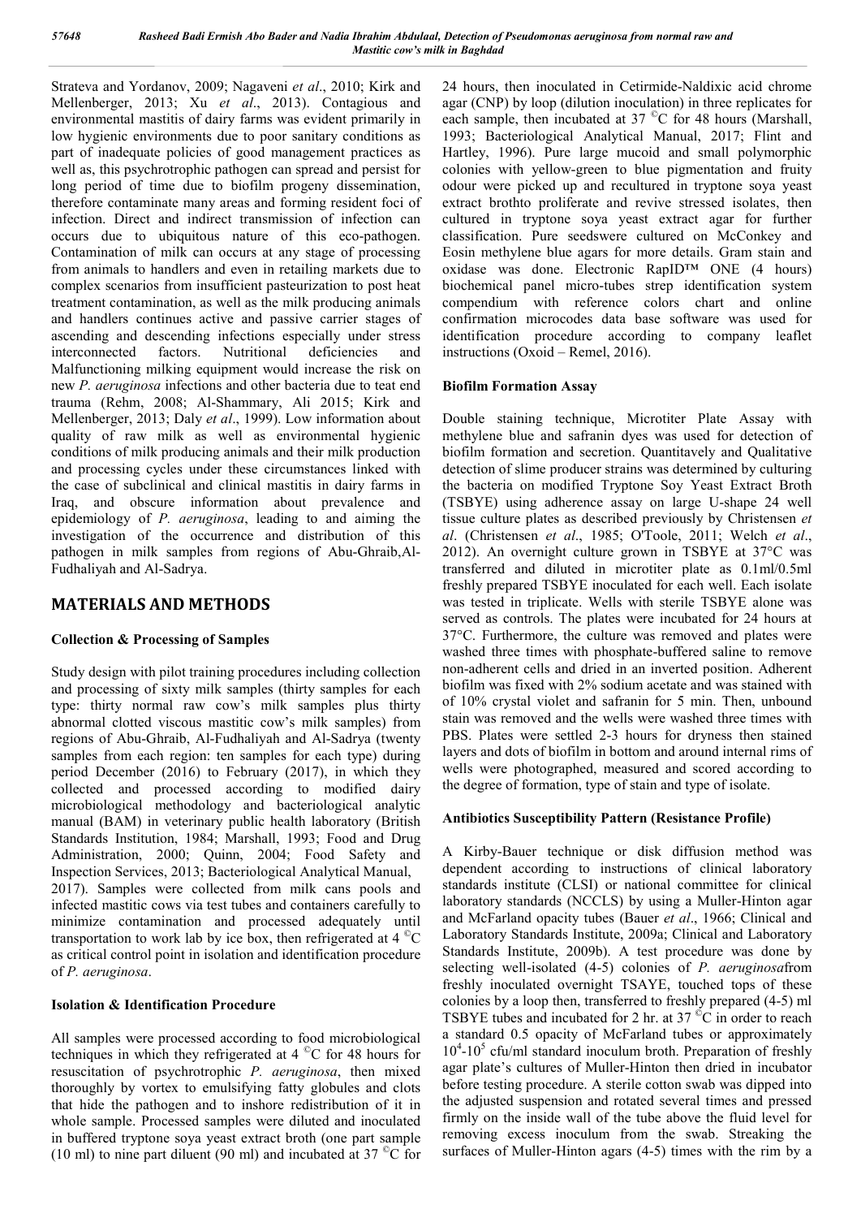Strateva and Yordanov, 2009; Nagaveni *et al*., 2010; Kirk and Mellenberger, 2013; Xu *et al*., 2013). Contagious and environmental mastitis of dairy farms was evident primarily in low hygienic environments due to poor sanitary conditions as part of inadequate policies of good management practices as well as, this psychrotrophic pathogen can spread and persist for long period of time due to biofilm progeny dissemination, therefore contaminate many areas and forming resident foci of infection. Direct and indirect transmission of infection can occurs due to ubiquitous nature of this eco-pathogen. Contamination of milk can occurs at any stage of processing from animals to handlers and even in retailing markets due to complex scenarios from insufficient pasteurization to post heat treatment contamination, as well as the milk producing animals and handlers continues active and passive carrier stages of ascending and descending infections especially under stress interconnected factors. Nutritional deficiencies and Malfunctioning milking equipment would increase the risk on new *P. aeruginosa* infections and other bacteria due to teat end trauma (Rehm, 2008; Al-Shammary, Ali 2015; Kirk and Mellenberger, 2013; Daly *et al*., 1999). Low information about quality of raw milk as well as environmental hygienic conditions of milk producing animals and their milk production and processing cycles under these circumstances linked with the case of subclinical and clinical mastitis in dairy farms in Iraq, and obscure information about prevalence and epidemiology of *P. aeruginosa*, leading to and aiming the investigation of the occurrence and distribution of this pathogen in milk samples from regions of Abu-Ghraib,Al-Fudhaliyah and Al-Sadrya.

# MATERIALS AND METHODS

## Collection & Processing of Samples

Study design with pilot training procedures including collection and processing of sixty milk samples (thirty samples for each type: thirty normal raw cow's milk samples plus thirty abnormal clotted viscous mastitic cow's milk samples) from regions of Abu-Ghraib, Al-Fudhaliyah and Al-Sadrya (twenty samples from each region: ten samples for each type) during period December (2016) to February (2017), in which they collected and processed according to modified dairy microbiological methodology and bacteriological analytic manual (BAM) in veterinary public health laboratory (British Standards Institution, 1984; Marshall, 1993; Food and Drug Administration, 2000; Quinn, 2004; Food Safety and Inspection Services, 2013; Bacteriological Analytical Manual, 2017). Samples were collected from milk cans pools and infected mastitic cows via test tubes and containers carefully to minimize contamination and processed adequately until transportation to work lab by ice box, then refrigerated at 4 ©C as critical control point in isolation and identification procedure of *P. aeruginosa*.

## Isolation & Identification Procedure

All samples were processed according to food microbiological techniques in which they refrigerated at 4 ©C for 48 hours for resuscitation of psychrotrophic *P. aeruginosa*, then mixed thoroughly by vortex to emulsifying fatty globules and clots that hide the pathogen and to inshore redistribution of it in whole sample. Processed samples were diluted and inoculated in buffered tryptone soya yeast extract broth (one part sample (10 ml) to nine part diluent (90 ml) and incubated at 37 ©C for 24 hours, then inoculated in Cetirmide-Naldixic acid chrome agar (CNP) by loop (dilution inoculation) in three replicates for each sample, then incubated at 37 ©C for 48 hours (Marshall, 1993; Bacteriological Analytical Manual, 2017; Flint and Hartley, 1996). Pure large mucoid and small polymorphic colonies with yellow-green to blue pigmentation and fruity odour were picked up and recultured in tryptone soya yeast extract brothto proliferate and revive stressed isolates, then cultured in tryptone soya yeast extract agar for further classification. Pure seedswere cultured on McConkey and Eosin methylene blue agars for more details. Gram stain and oxidase was done. Electronic RapID™ ONE (4 hours) biochemical panel micro-tubes strep identification system compendium with reference colors chart and online confirmation microcodes data base software was used for identification procedure according to company leaflet instructions (Oxoid – Remel, 2016).

## Biofilm Formation Assay

Double staining technique, Microtiter Plate Assay with methylene blue and safranin dyes was used for detection of biofilm formation and secretion. Quantitavely and Qualitative detection of slime producer strains was determined by culturing the bacteria on modified Tryptone Soy Yeast Extract Broth (TSBYE) using adherence assay on large U-shape 24 well tissue culture plates as described previously by Christensen *et al*. (Christensen *et al*., 1985; O'Toole, 2011; Welch *et al*., 2012). An overnight culture grown in TSBYE at 37°C was transferred and diluted in microtiter plate as 0.1ml/0.5ml freshly prepared TSBYE inoculated for each well. Each isolate was tested in triplicate. Wells with sterile TSBYE alone was served as controls. The plates were incubated for 24 hours at 37°C. Furthermore, the culture was removed and plates were washed three times with phosphate-buffered saline to remove non-adherent cells and dried in an inverted position. Adherent biofilm was fixed with 2% sodium acetate and was stained with of 10% crystal violet and safranin for 5 min. Then, unbound stain was removed and the wells were washed three times with PBS. Plates were settled 2-3 hours for dryness then stained layers and dots of biofilm in bottom and around internal rims of wells were photographed, measured and scored according to the degree of formation, type of stain and type of isolate.

## Antibiotics Susceptibility Pattern (Resistance Profile)

A Kirby-Bauer technique or disk diffusion method was dependent according to instructions of clinical laboratory standards institute (CLSI) or national committee for clinical laboratory standards (NCCLS) by using a Muller-Hinton agar and McFarland opacity tubes (Bauer *et al*., 1966; Clinical and Laboratory Standards Institute, 2009a; Clinical and Laboratory Standards Institute, 2009b). A test procedure was done by selecting well-isolated (4-5) colonies of *P. aeruginosa*from freshly inoculated overnight TSAYE, touched tops of these colonies by a loop then, transferred to freshly prepared (4-5) ml TSBYE tubes and incubated for 2 hr. at 37 ©C in order to reach a standard 0.5 opacity of McFarland tubes or approximately $10^4$-$10^5$ cfu/ml standard inoculum broth. Preparation of freshly agar plate's cultures of Muller-Hinton then dried in incubator before testing procedure. A sterile cotton swab was dipped into the adjusted suspension and rotated several times and pressed firmly on the inside wall of the tube above the fluid level for removing excess inoculum from the swab. Streaking the surfaces of Muller-Hinton agars (4-5) times with the rim by a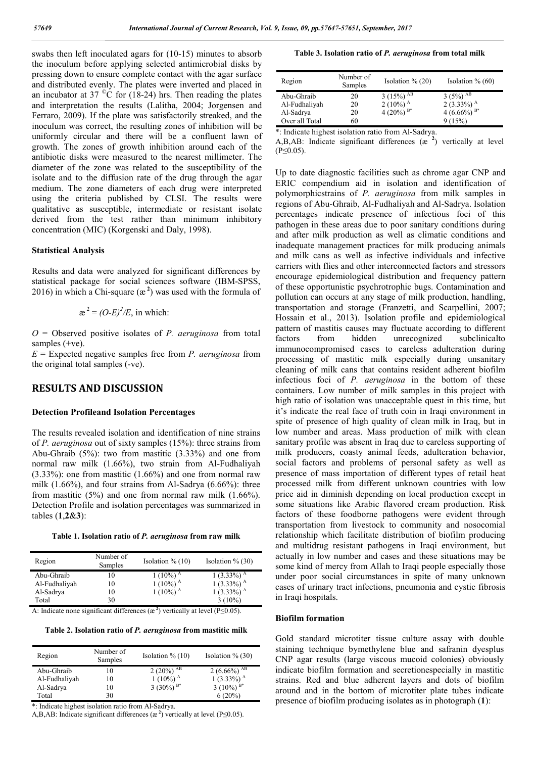swabs then left inoculated agars for (10-15) minutes to absorb the inoculum before applying selected antimicrobial disks by pressing down to ensure complete contact with the agar surface and distributed evenly. The plates were inverted and placed in an incubator at 37 $^{\circ}$C for (18-24) hrs. Then reading the plates and interpretation the results (Lalitha, 2004; Jorgensen and Ferraro, 2009). If the plate was satisfactorily streaked, and the inoculum was correct, the resulting zones of inhibition will be uniformly circular and there will be a confluent lawn of growth. The zones of growth inhibition around each of the antibiotic disks were measured to the nearest millimeter. The diameter of the zone was related to the susceptibility of the isolate and to the diffusion rate of the drug through the agar medium. The zone diameters of each drug were interpreted using the criteria published by CLSI. The results were qualitative as susceptible, intermediate or resistant isolate derived from the test rather than minimum inhibitory concentration (MIC) (Korgenski and Daly, 1998).

### Statistical Analysis

Results and data were analyzed for significant differences by statistical package for social sciences software (IBM-SPSS, 2016) in which a Chi-square ($æ^2$) was used with the formula of

$$æ^2 = (O-E)^2/E, \text{ in which:}$$

*O* = Observed positive isolates of *P. aeruginosa* from total samples (+ve).

*E* = Expected negative samples free from *P. aeruginosa* from the original total samples (-ve).

## RESULTS AND DISCUSSION

### Detection Profileand Isolation Percentages

The results revealed isolation and identification of nine strains of *P. aeruginosa* out of sixty samples (15%): three strains from Abu-Ghraib (5%): two from mastitic (3.33%) and one from normal raw milk (1.66%), two strain from Al-Fudhaliyah (3.33%): one from mastitic (1.66%) and one from normal raw milk (1.66%), and four strains from Al-Sadrya (6.66%): three from mastitic (5%) and one from normal raw milk (1.66%). Detection Profile and isolation percentages was summarized in tables (**1**,**2**&**3**):

**Table 1. Isolation ratio of *P. aeruginosa* from raw milk**

| Region | Number of Samples | Isolation % (10) | Isolation % (30) |
|---|---|---|---|
| Abu-Ghraib | 10 | 1 (10%) [A] | 1 (3.33%) [A] |
| Al-Fudhaliyah | 10 | 1 (10%) [A] | 1 (3.33%) [A] |
| Al-Sadrya | 10 | 1 (10%) [A] | 1 (3.33%) [A] |
| Total | 30 | | 3 (10%) |

A: Indicate none significant differences ($æ^2$) vertically at level (P≤0.05).

**Table 2. Isolation ratio of *P. aeruginosa* from mastitic milk**

| Region | Number of Samples | Isolation % (10) | Isolation % (30) |
|---|---|---|---|
| Abu-Ghraib | 10 | 2 (20%) [AB] | 2 (6.66%) [AB] |
| Al-Fudhaliyah | 10 | 1 (10%) [A] | 1 (3.33%) [A] |
| Al-Sadrya | 10 | 3 (30%) [B*] | 3 (10%) [B*] |
| Total | 30 | | 6 (20%) |

*: Indicate highest isolation ratio from Al-Sadrya.

A,B,AB: Indicate significant differences ($æ^2$) vertically at level (P≤0.05).

**Table 3. Isolation ratio of *P. aeruginosa* from total milk**

| Region | Number of Samples | Isolation % (20) | Isolation % (60) |
|---|---|---|---|
| Abu-Ghraib | 20 | 3 (15%) [AB] | 3 (5%) [AB] |
| Al-Fudhaliyah | 20 | 2 (10%) [A] | 2 (3.33%) [A] |
| Al-Sadrya | 20 | 4 (20%) [B*] | 4 (6.66%) [B*] |
| Over all Total | 60 | | 9 (15%) |

*: Indicate highest isolation ratio from Al-Sadrya.

A,B,AB: Indicate significant differences ($æ^2$) vertically at level (P≤0.05).

Up to date diagnostic facilities such as chrome agar CNP and ERIC compendium aid in isolation and identification of polymorphicstrains of *P. aeruginosa* from milk samples in regions of Abu-Ghraib, Al-Fudhaliyah and Al-Sadrya. Isolation percentages indicate presence of infectious foci of this pathogen in these areas due to poor sanitary conditions during and after milk production as well as climatic conditions and inadequate management practices for milk producing animals and milk cans as well as infective individuals and infective carriers with flies and other interconnected factors and stressors encourage epidemiological distribution and frequency pattern of these opportunistic psychrotrophic bugs. Contamination and pollution can occurs at any stage of milk production, handling, transportation and storage (Franzetti, and Scarpellini, 2007; Hossain et al., 2013). Isolation profile and epidemiological pattern of mastitis causes may fluctuate according to different factors from hidden unrecognized subclinicalto immunocompromised cases to careless adulteration during processing of mastitic milk especially during unsanitary cleaning of milk cans that contains resident adherent biofilm infectious foci of *P. aeruginosa* in the bottom of these containers. Low number of milk samples in this project with high ratio of isolation was unacceptable quest in this time, but it's indicate the real face of truth coin in Iraqi environment in spite of presence of high quality of clean milk in Iraq, but in low number and areas. Mass production of milk with clean sanitary profile was absent in Iraq due to careless supporting of milk producers, coasty animal feeds, adulteration behavior, social factors and problems of personal safety as well as presence of mass importation of different types of retail heat processed milk from different unknown countries with low price aid in diminish depending on local production except in some situations like Arabic flavored cream production. Risk factors of these foodborne pathogens were evident through transportation from livestock to community and nosocomial relationship which facilitate distribution of biofilm producing and multidrug resistant pathogens in Iraqi environment, but actually in low number and cases and these situations may be some kind of mercy from Allah to Iraqi people especially those under poor social circumstances in spite of many unknown cases of urinary tract infections, pneumonia and cystic fibrosis in Iraqi hospitals.

### Biofilm formation

Gold standard microtiter tissue culture assay with double staining technique bymethylene blue and safranin dyesplus CNP agar results (large viscous mucoid colonies) obviously indicate biofilm formation and secretionespecially in mastitic strains. Red and blue adherent layers and dots of biofilm around and in the bottom of microtiter plate tubes indicate presence of biofilm producing isolates as in photograph (**1**):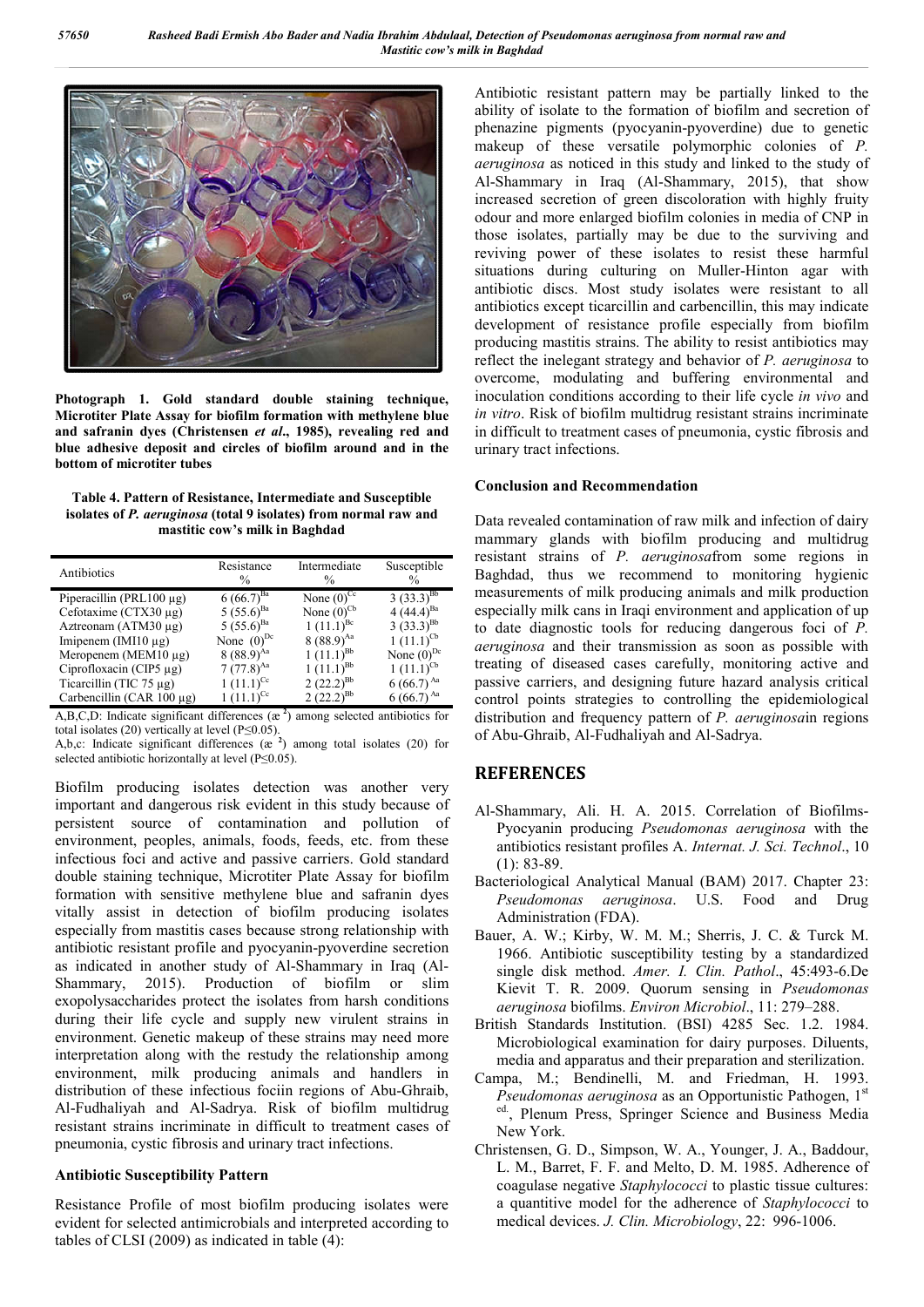Photograph 1. Gold standard double staining technique, Microtiter Plate Assay for biofilm formation with methylene blue and safranin dyes (Christensen *et al*., 1985), revealing red and blue adhesive deposit and circles of biofilm around and in the bottom of microtiter tubes

**Table 4. Pattern of Resistance, Intermediate and Susceptible isolates of *P. aeruginosa* (total 9 isolates) from normal raw and mastitic cow's milk in Baghdad**

| Antibiotics | Resistance % | Intermediate % | Susceptible % |
|---|---|---|---|
| Piperacillin (PRL100 µg) | 6 (66.7)$^{Ba}$ | None (0)$^{Cc}$ | 3 (33.3)$^{Bb}$ |
| Cefotaxime (CTX30 µg) | 5 (55.6)$^{Ba}$ | None (0)$^{Cb}$ | 4 (44.4)$^{Ba}$ |
| Aztreonam (ATM30 µg) | 5 (55.6)$^{Ba}$ | 1 (11.1)$^{Bc}$ | 3 (33.3)$^{Bb}$ |
| Imipenem (IMI10 µg) | None (0)$^{Dc}$ | 8 (88.9)$^{Aa}$ | 1 (11.1)$^{Cb}$ |
| Meropenem (MEM10 µg) | 8 (88.9)$^{Aa}$ | 1 (11.1)$^{Bb}$ | None (0)$^{Dc}$ |
| Ciprofloxacin (CIP5 µg) | 7 (77.8)$^{Aa}$ | 1 (11.1)$^{Bb}$ | 1 (11.1)$^{Cb}$ |
| Ticarcillin (TIC 75 µg) | 1 (11.1)$^{Cc}$ | 2 (22.2)$^{Bb}$ | 6 (66.7)$^{Aa}$ |
| Carbencillin (CAR 100 µg) | 1 (11.1)$^{Cc}$ | 2 (22.2)$^{Bb}$ | 6 (66.7)$^{Aa}$ |

A,B,C,D: Indicate significant differences ($æ^2$) among selected antibiotics for total isolates (20) vertically at level (P≤0.05).
A,b,c: Indicate significant differences ($æ^2$) among total isolates (20) for selected antibiotic horizontally at level (P≤0.05).

Biofilm producing isolates detection was another very important and dangerous risk evident in this study because of persistent source of contamination and pollution of environment, peoples, animals, foods, feeds, etc. from these infectious foci and active and passive carriers. Gold standard double staining technique, Microtiter Plate Assay for biofilm formation with sensitive methylene blue and safranin dyes vitally assist in detection of biofilm producing isolates especially from mastitis cases because strong relationship with antibiotic resistant profile and pyocyanin-pyoverdine secretion as indicated in another study of Al-Shammary in Iraq (Al-Shammary, 2015). Production of biofilm or slim exopolysaccharides protect the isolates from harsh conditions during their life cycle and supply new virulent strains in environment. Genetic makeup of these strains may need more interpretation along with the restudy the relationship among environment, milk producing animals and handlers in distribution of these infectious fociin regions of Abu-Ghraib, Al-Fudhaliyah and Al-Sadrya. Risk of biofilm multidrug resistant strains incriminate in difficult to treatment cases of pneumonia, cystic fibrosis and urinary tract infections.

### Antibiotic Susceptibility Pattern

Resistance Profile of most biofilm producing isolates were evident for selected antimicrobials and interpreted according to tables of CLSI (2009) as indicated in table (4):

Antibiotic resistant pattern may be partially linked to the ability of isolate to the formation of biofilm and secretion of phenazine pigments (pyocyanin-pyoverdine) due to genetic makeup of these versatile polymorphic colonies of *P. aeruginosa* as noticed in this study and linked to the study of Al-Shammary in Iraq (Al-Shammary, 2015), that show increased secretion of green discoloration with highly fruity odour and more enlarged biofilm colonies in media of CNP in those isolates, partially may be due to the surviving and reviving power of these isolates to resist these harmful situations during culturing on Muller-Hinton agar with antibiotic discs. Most study isolates were resistant to all antibiotics except ticarcillin and carbencillin, this may indicate development of resistance profile especially from biofilm producing mastitis strains. The ability to resist antibiotics may reflect the inelegant strategy and behavior of *P. aeruginosa* to overcome, modulating and buffering environmental and inoculation conditions according to their life cycle *in vivo* and *in vitro*. Risk of biofilm multidrug resistant strains incriminate in difficult to treatment cases of pneumonia, cystic fibrosis and urinary tract infections.

### Conclusion and Recommendation

Data revealed contamination of raw milk and infection of dairy mammary glands with biofilm producing and multidrug resistant strains of *P. aeruginosa*from some regions in Baghdad, thus we recommend to monitoring hygienic measurements of milk producing animals and milk production especially milk cans in Iraqi environment and application of up to date diagnostic tools for reducing dangerous foci of *P. aeruginosa* and their transmission as soon as possible with treating of diseased cases carefully, monitoring active and passive carriers, and designing future hazard analysis critical control points strategies to controlling the epidemiological distribution and frequency pattern of *P. aeruginosa*in regions of Abu-Ghraib, Al-Fudhaliyah and Al-Sadrya.

## REFERENCES

- Al-Shammary, Ali. H. A. 2015. Correlation of Biofilms-Pyocyanin producing *Pseudomonas aeruginosa* with the antibiotics resistant profiles A. *Internat. J. Sci. Technol*., 10 (1): 83-89.
- Bacteriological Analytical Manual (BAM) 2017. Chapter 23: *Pseudomonas aeruginosa*. U.S. Food and Drug Administration (FDA).
- Bauer, A. W.; Kirby, W. M. M.; Sherris, J. C. & Turck M. 1966. Antibiotic susceptibility testing by a standardized single disk method. *Amer. I. Clin. Pathol*., 45:493-6.De Kievit T. R. 2009. Quorum sensing in *Pseudomonas aeruginosa* biofilms. *Environ Microbiol*., 11: 279–288.
- British Standards Institution. (BSI) 4285 Sec. 1.2. 1984. Microbiological examination for dairy purposes. Diluents, media and apparatus and their preparation and sterilization.
- Campa, M.; Bendinelli, M. and Friedman, H. 1993. *Pseudomonas aeruginosa* as an Opportunistic Pathogen, 1st ed., Plenum Press, Springer Science and Business Media New York.
- Christensen, G. D., Simpson, W. A., Younger, J. A., Baddour, L. M., Barret, F. F. and Melto, D. M. 1985. Adherence of coagulase negative *Staphylococci* to plastic tissue cultures: a quantitive model for the adherence of *Staphylococci* to medical devices. *J. Clin. Microbiology*, 22: 996-1006.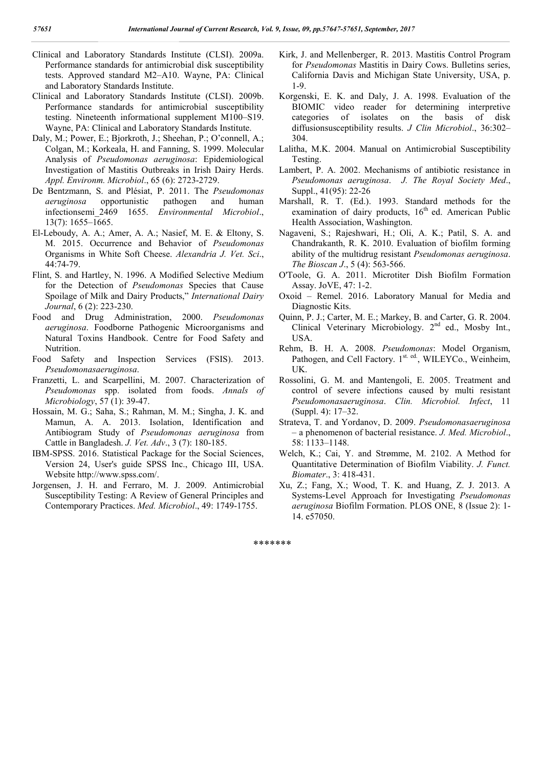Clinical and Laboratory Standards Institute (CLSI). 2009a. Performance standards for antimicrobial disk susceptibility tests. Approved standard M2–A10. Wayne, PA: Clinical and Laboratory Standards Institute.

Clinical and Laboratory Standards Institute (CLSI). 2009b. Performance standards for antimicrobial susceptibility testing. Nineteenth informational supplement M100–S19. Wayne, PA: Clinical and Laboratory Standards Institute.

Daly, M.; Power, E.; Bjorkroth, J.; Sheehan, P.; O'connell, A.; Colgan, M.; Korkeala, H. and Fanning, S. 1999. Molecular Analysis of *Pseudomonas aeruginosa*: Epidemiological Investigation of Mastitis Outbreaks in Irish Dairy Herds. *Appl. Environm. Microbiol*., 65 (6): 2723-2729.

De Bentzmann, S. and Plésiat, P. 2011. The *Pseudomonas aeruginosa* opportunistic pathogen and human infectionsemi_2469 1655. *Environmental Microbiol*., 13(7): 1655–1665.

El-Leboudy, A. A.; Amer, A. A.; Nasief, M. E. & Eltony, S. M. 2015. Occurrence and Behavior of *Pseudomonas* Organisms in White Soft Cheese. *Alexandria J. Vet. Sci*., 44:74-79.

Flint, S. and Hartley, N. 1996. A Modified Selective Medium for the Detection of *Pseudomonas* Species that Cause Spoilage of Milk and Dairy Products," *International Dairy Journal*, 6 (2): 223-230.

Food and Drug Administration, 2000. *Pseudomonas aeruginosa*. Foodborne Pathogenic Microorganisms and Natural Toxins Handbook. Centre for Food Safety and Nutrition.

Food Safety and Inspection Services (FSIS). 2013. *Pseudomonasaeruginosa*.

Franzetti, L. and Scarpellini, M. 2007. Characterization of *Pseudomonas* spp. isolated from foods. *Annals of Microbiology*, 57 (1): 39-47.

Hossain, M. G.; Saha, S.; Rahman, M. M.; Singha, J. K. and Mamun, A. A. 2013. Isolation, Identification and Antibiogram Study of *Pseudomonas aeruginosa* from Cattle in Bangladesh. *J. Vet. Adv*., 3 (7): 180-185.

IBM-SPSS. 2016. Statistical Package for the Social Sciences, Version 24, User's guide SPSS Inc., Chicago III, USA. Website http://www.spss.com/.

Jorgensen, J. H. and Ferraro, M. J. 2009. Antimicrobial Susceptibility Testing: A Review of General Principles and Contemporary Practices. *Med. Microbiol*., 49: 1749-1755.

Kirk, J. and Mellenberger, R. 2013. Mastitis Control Program for *Pseudomonas* Mastitis in Dairy Cows. Bulletins series, California Davis and Michigan State University, USA, p. 1-9.

Korgenski, E. K. and Daly, J. A. 1998. Evaluation of the BIOMIC video reader for determining interpretive categories of isolates on the basis of disk diffusionsusceptibility results. *J Clin Microbiol*., 36:302–304.

Lalitha, M.K. 2004. Manual on Antimicrobial Susceptibility Testing.

Lambert, P. A. 2002. Mechanisms of antibiotic resistance in *Pseudomonas aeruginosa*. *J. The Royal Society Med*., Suppl., 41(95): 22-26

Marshall, R. T. (Ed.). 1993. Standard methods for the examination of dairy products, 16th ed. American Public Health Association, Washington.

Nagaveni, S.; Rajeshwari, H.; Oli, A. K.; Patil, S. A. and Chandrakanth, R. K. 2010. Evaluation of biofilm forming ability of the multidrug resistant *Pseudomonas aeruginosa*. *The Bioscan J*., 5 (4): 563-566.

O'Toole, G. A. 2011. Microtiter Dish Biofilm Formation Assay. JoVE, 47: 1-2.

Oxoid – Remel. 2016. Laboratory Manual for Media and Diagnostic Kits.

Quinn, P. J.; Carter, M. E.; Markey, B. and Carter, G. R. 2004. Clinical Veterinary Microbiology. 2nd ed., Mosby Int., USA.

Rehm, B. H. A. 2008. *Pseudomonas*: Model Organism, Pathogen, and Cell Factory. 1st. ed., WILEYCo., Weinheim, UK.

Rossolini, G. M. and Mantengoli, E. 2005. Treatment and control of severe infections caused by multi resistant *Pseudomonasaeruginosa*. *Clin. Microbiol. Infect*, 11 (Suppl. 4): 17–32.

Strateva, T. and Yordanov, D. 2009. *Pseudomonasaeruginosa* – a phenomenon of bacterial resistance. *J. Med. Microbiol*., 58: 1133–1148.

Welch, K.; Cai, Y. and Strømme, M. 2102. A Method for Quantitative Determination of Biofilm Viability. *J. Funct. Biomater*., 3: 418-431.

Xu, Z.; Fang, X.; Wood, T. K. and Huang, Z. J. 2013. A Systems-Level Approach for Investigating *Pseudomonas aeruginosa* Biofilm Formation. PLOS ONE, 8 (Issue 2): 1-14. e57050.

*******